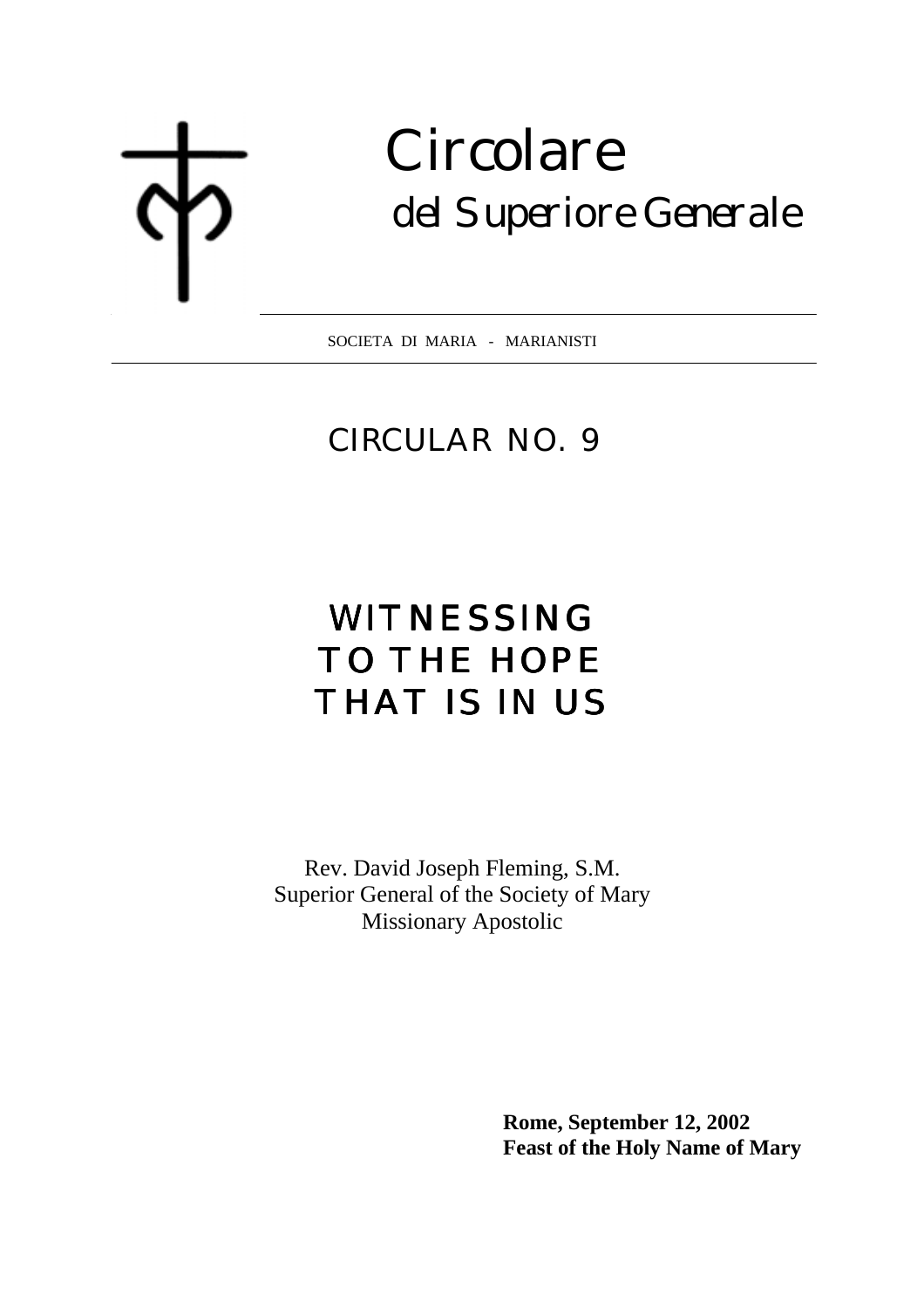# Circolare

## del Superiore Generale

SOCIETA DI MARIA - MARIANISTI

## CIRCULAR NO. 9

# WITNESSING TO THE HOPE THAT IS IN US

Rev. David Joseph Fleming, S.M.
Superior General of the Society of Mary
Missionary Apostolic

**Rome, September 12, 2002**
**Feast of the Holy Name of Mary**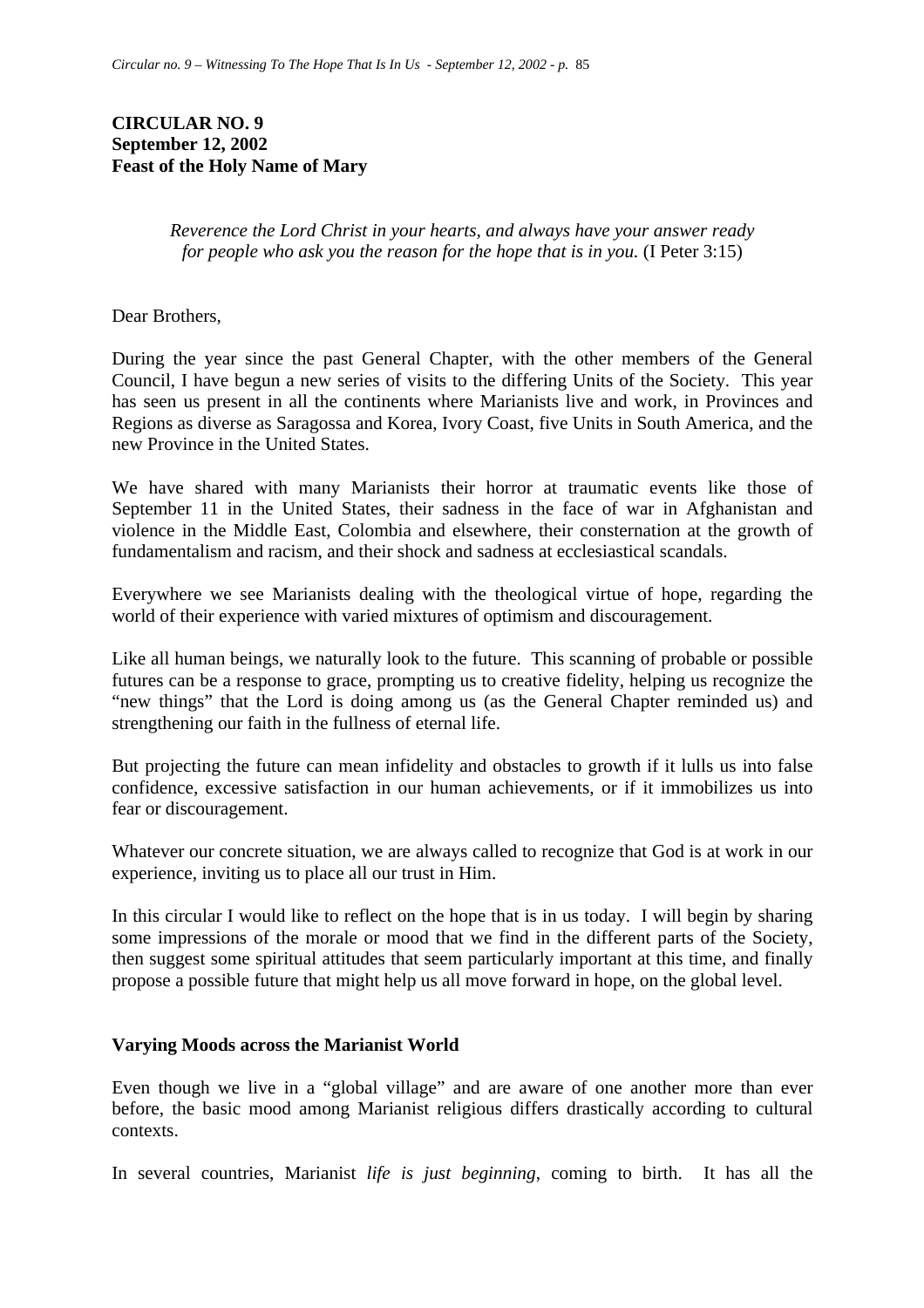**CIRCULAR NO. 9**
**September 12, 2002**
**Feast of the Holy Name of Mary**

*Reverence the Lord Christ in your hearts, and always have your answer ready for people who ask you the reason for the hope that is in you.* (I Peter 3:15)

Dear Brothers,

During the year since the past General Chapter, with the other members of the General Council, I have begun a new series of visits to the differing Units of the Society. This year has seen us present in all the continents where Marianists live and work, in Provinces and Regions as diverse as Saragossa and Korea, Ivory Coast, five Units in South America, and the new Province in the United States.

We have shared with many Marianists their horror at traumatic events like those of September 11 in the United States, their sadness in the face of war in Afghanistan and violence in the Middle East, Colombia and elsewhere, their consternation at the growth of fundamentalism and racism, and their shock and sadness at ecclesiastical scandals.

Everywhere we see Marianists dealing with the theological virtue of hope, regarding the world of their experience with varied mixtures of optimism and discouragement.

Like all human beings, we naturally look to the future. This scanning of probable or possible futures can be a response to grace, prompting us to creative fidelity, helping us recognize the "new things" that the Lord is doing among us (as the General Chapter reminded us) and strengthening our faith in the fullness of eternal life.

But projecting the future can mean infidelity and obstacles to growth if it lulls us into false confidence, excessive satisfaction in our human achievements, or if it immobilizes us into fear or discouragement.

Whatever our concrete situation, we are always called to recognize that God is at work in our experience, inviting us to place all our trust in Him.

In this circular I would like to reflect on the hope that is in us today. I will begin by sharing some impressions of the morale or mood that we find in the different parts of the Society, then suggest some spiritual attitudes that seem particularly important at this time, and finally propose a possible future that might help us all move forward in hope, on the global level.

## Varying Moods across the Marianist World

Even though we live in a "global village" and are aware of one another more than ever before, the basic mood among Marianist religious differs drastically according to cultural contexts.

In several countries, Marianist *life is just beginning*, coming to birth. It has all the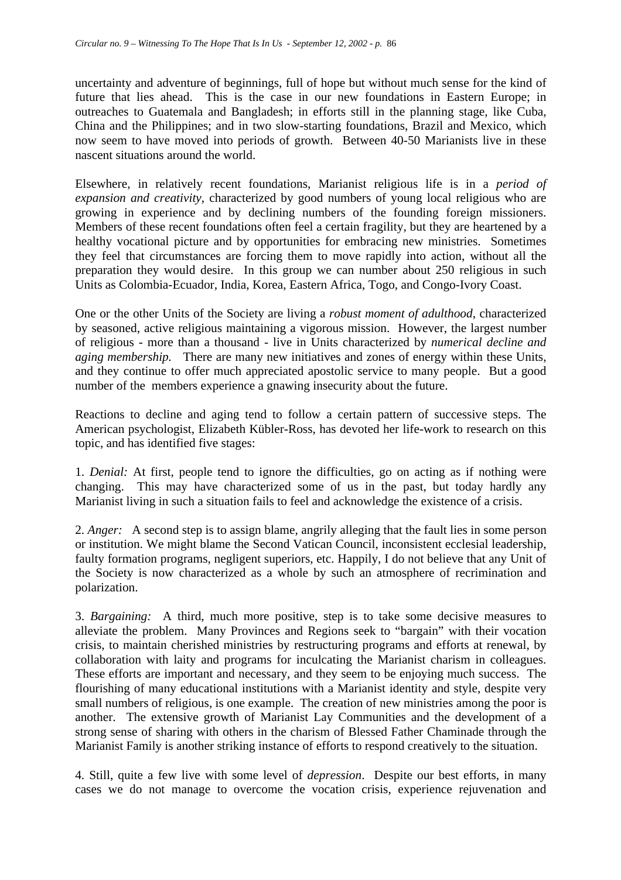uncertainty and adventure of beginnings, full of hope but without much sense for the kind of future that lies ahead. This is the case in our new foundations in Eastern Europe; in outreaches to Guatemala and Bangladesh; in efforts still in the planning stage, like Cuba, China and the Philippines; and in two slow-starting foundations, Brazil and Mexico, which now seem to have moved into periods of growth. Between 40-50 Marianists live in these nascent situations around the world.

Elsewhere, in relatively recent foundations, Marianist religious life is in a *period of expansion and creativity*, characterized by good numbers of young local religious who are growing in experience and by declining numbers of the founding foreign missioners. Members of these recent foundations often feel a certain fragility, but they are heartened by a healthy vocational picture and by opportunities for embracing new ministries. Sometimes they feel that circumstances are forcing them to move rapidly into action, without all the preparation they would desire. In this group we can number about 250 religious in such Units as Colombia-Ecuador, India, Korea, Eastern Africa, Togo, and Congo-Ivory Coast.

One or the other Units of the Society are living a *robust moment of adulthood*, characterized by seasoned, active religious maintaining a vigorous mission. However, the largest number of religious - more than a thousand - live in Units characterized by *numerical decline and aging membership.* There are many new initiatives and zones of energy within these Units, and they continue to offer much appreciated apostolic service to many people. But a good number of the members experience a gnawing insecurity about the future.

Reactions to decline and aging tend to follow a certain pattern of successive steps. The American psychologist, Elizabeth Kübler-Ross, has devoted her life-work to research on this topic, and has identified five stages:

1. *Denial:* At first, people tend to ignore the difficulties, go on acting as if nothing were changing. This may have characterized some of us in the past, but today hardly any Marianist living in such a situation fails to feel and acknowledge the existence of a crisis.

2. *Anger:* A second step is to assign blame, angrily alleging that the fault lies in some person or institution. We might blame the Second Vatican Council, inconsistent ecclesial leadership, faulty formation programs, negligent superiors, etc. Happily, I do not believe that any Unit of the Society is now characterized as a whole by such an atmosphere of recrimination and polarization.

3. *Bargaining:* A third, much more positive, step is to take some decisive measures to alleviate the problem. Many Provinces and Regions seek to "bargain" with their vocation crisis, to maintain cherished ministries by restructuring programs and efforts at renewal, by collaboration with laity and programs for inculcating the Marianist charism in colleagues. These efforts are important and necessary, and they seem to be enjoying much success. The flourishing of many educational institutions with a Marianist identity and style, despite very small numbers of religious, is one example. The creation of new ministries among the poor is another. The extensive growth of Marianist Lay Communities and the development of a strong sense of sharing with others in the charism of Blessed Father Chaminade through the Marianist Family is another striking instance of efforts to respond creatively to the situation.

4. Still, quite a few live with some level of *depression*. Despite our best efforts, in many cases we do not manage to overcome the vocation crisis, experience rejuvenation and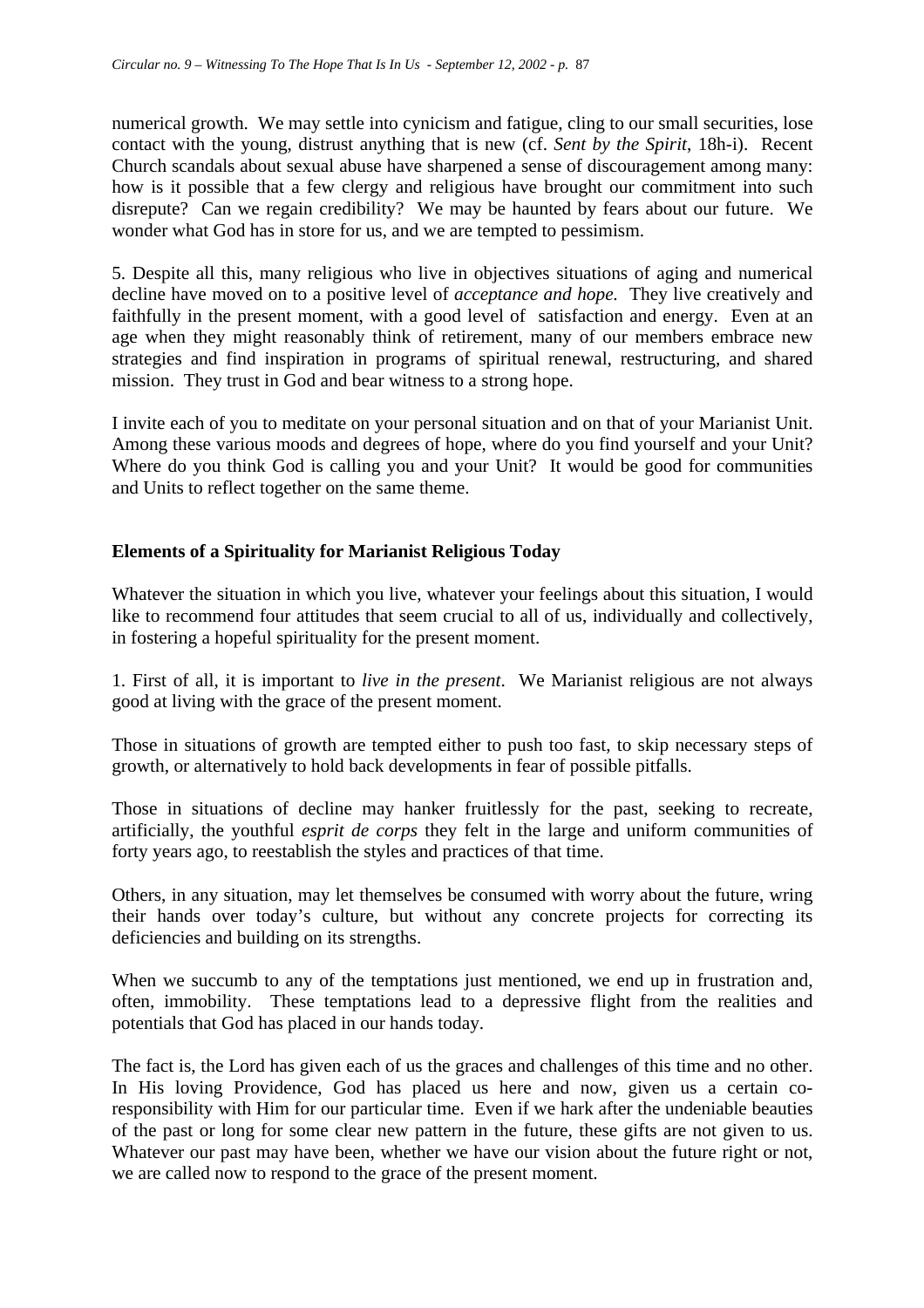numerical growth. We may settle into cynicism and fatigue, cling to our small securities, lose contact with the young, distrust anything that is new (cf. *Sent by the Spirit*, 18h-i). Recent Church scandals about sexual abuse have sharpened a sense of discouragement among many: how is it possible that a few clergy and religious have brought our commitment into such disrepute? Can we regain credibility? We may be haunted by fears about our future. We wonder what God has in store for us, and we are tempted to pessimism.

5. Despite all this, many religious who live in objectives situations of aging and numerical decline have moved on to a positive level of *acceptance and hope.* They live creatively and faithfully in the present moment, with a good level of satisfaction and energy. Even at an age when they might reasonably think of retirement, many of our members embrace new strategies and find inspiration in programs of spiritual renewal, restructuring, and shared mission. They trust in God and bear witness to a strong hope.

I invite each of you to meditate on your personal situation and on that of your Marianist Unit. Among these various moods and degrees of hope, where do you find yourself and your Unit? Where do you think God is calling you and your Unit? It would be good for communities and Units to reflect together on the same theme.

## Elements of a Spirituality for Marianist Religious Today

Whatever the situation in which you live, whatever your feelings about this situation, I would like to recommend four attitudes that seem crucial to all of us, individually and collectively, in fostering a hopeful spirituality for the present moment.

1. First of all, it is important to *live in the present*. We Marianist religious are not always good at living with the grace of the present moment.

Those in situations of growth are tempted either to push too fast, to skip necessary steps of growth, or alternatively to hold back developments in fear of possible pitfalls.

Those in situations of decline may hanker fruitlessly for the past, seeking to recreate, artificially, the youthful *esprit de corps* they felt in the large and uniform communities of forty years ago, to reestablish the styles and practices of that time.

Others, in any situation, may let themselves be consumed with worry about the future, wring their hands over today's culture, but without any concrete projects for correcting its deficiencies and building on its strengths.

When we succumb to any of the temptations just mentioned, we end up in frustration and, often, immobility. These temptations lead to a depressive flight from the realities and potentials that God has placed in our hands today.

The fact is, the Lord has given each of us the graces and challenges of this time and no other. In His loving Providence, God has placed us here and now, given us a certain co-responsibility with Him for our particular time. Even if we hark after the undeniable beauties of the past or long for some clear new pattern in the future, these gifts are not given to us. Whatever our past may have been, whether we have our vision about the future right or not, we are called now to respond to the grace of the present moment.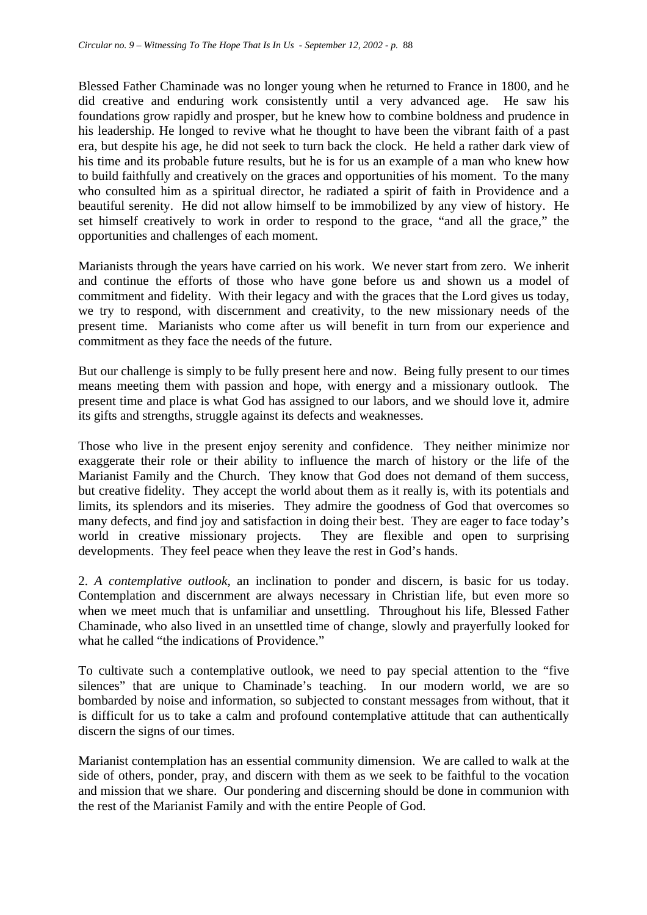Blessed Father Chaminade was no longer young when he returned to France in 1800, and he did creative and enduring work consistently until a very advanced age. He saw his foundations grow rapidly and prosper, but he knew how to combine boldness and prudence in his leadership. He longed to revive what he thought to have been the vibrant faith of a past era, but despite his age, he did not seek to turn back the clock. He held a rather dark view of his time and its probable future results, but he is for us an example of a man who knew how to build faithfully and creatively on the graces and opportunities of his moment. To the many who consulted him as a spiritual director, he radiated a spirit of faith in Providence and a beautiful serenity. He did not allow himself to be immobilized by any view of history. He set himself creatively to work in order to respond to the grace, "and all the grace," the opportunities and challenges of each moment.

Marianists through the years have carried on his work. We never start from zero. We inherit and continue the efforts of those who have gone before us and shown us a model of commitment and fidelity. With their legacy and with the graces that the Lord gives us today, we try to respond, with discernment and creativity, to the new missionary needs of the present time. Marianists who come after us will benefit in turn from our experience and commitment as they face the needs of the future.

But our challenge is simply to be fully present here and now. Being fully present to our times means meeting them with passion and hope, with energy and a missionary outlook. The present time and place is what God has assigned to our labors, and we should love it, admire its gifts and strengths, struggle against its defects and weaknesses.

Those who live in the present enjoy serenity and confidence. They neither minimize nor exaggerate their role or their ability to influence the march of history or the life of the Marianist Family and the Church. They know that God does not demand of them success, but creative fidelity. They accept the world about them as it really is, with its potentials and limits, its splendors and its miseries. They admire the goodness of God that overcomes so many defects, and find joy and satisfaction in doing their best. They are eager to face today's world in creative missionary projects. They are flexible and open to surprising developments. They feel peace when they leave the rest in God's hands.

2. *A contemplative outlook*, an inclination to ponder and discern, is basic for us today. Contemplation and discernment are always necessary in Christian life, but even more so when we meet much that is unfamiliar and unsettling. Throughout his life, Blessed Father Chaminade, who also lived in an unsettled time of change, slowly and prayerfully looked for what he called "the indications of Providence."

To cultivate such a contemplative outlook, we need to pay special attention to the "five silences" that are unique to Chaminade's teaching. In our modern world, we are so bombarded by noise and information, so subjected to constant messages from without, that it is difficult for us to take a calm and profound contemplative attitude that can authentically discern the signs of our times.

Marianist contemplation has an essential community dimension. We are called to walk at the side of others, ponder, pray, and discern with them as we seek to be faithful to the vocation and mission that we share. Our pondering and discerning should be done in communion with the rest of the Marianist Family and with the entire People of God.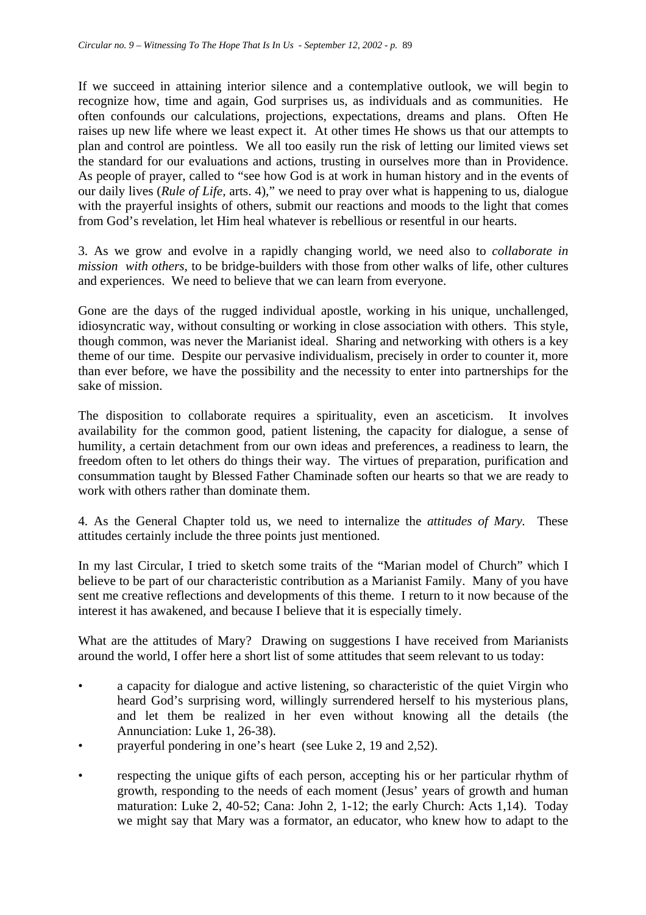If we succeed in attaining interior silence and a contemplative outlook, we will begin to recognize how, time and again, God surprises us, as individuals and as communities. He often confounds our calculations, projections, expectations, dreams and plans. Often He raises up new life where we least expect it. At other times He shows us that our attempts to plan and control are pointless. We all too easily run the risk of letting our limited views set the standard for our evaluations and actions, trusting in ourselves more than in Providence. As people of prayer, called to "see how God is at work in human history and in the events of our daily lives (*Rule of Life*, arts. 4)," we need to pray over what is happening to us, dialogue with the prayerful insights of others, submit our reactions and moods to the light that comes from God's revelation, let Him heal whatever is rebellious or resentful in our hearts.

3. As we grow and evolve in a rapidly changing world, we need also to *collaborate in mission with others*, to be bridge-builders with those from other walks of life, other cultures and experiences. We need to believe that we can learn from everyone.

Gone are the days of the rugged individual apostle, working in his unique, unchallenged, idiosyncratic way, without consulting or working in close association with others. This style, though common, was never the Marianist ideal. Sharing and networking with others is a key theme of our time. Despite our pervasive individualism, precisely in order to counter it, more than ever before, we have the possibility and the necessity to enter into partnerships for the sake of mission.

The disposition to collaborate requires a spirituality, even an asceticism. It involves availability for the common good, patient listening, the capacity for dialogue, a sense of humility, a certain detachment from our own ideas and preferences, a readiness to learn, the freedom often to let others do things their way. The virtues of preparation, purification and consummation taught by Blessed Father Chaminade soften our hearts so that we are ready to work with others rather than dominate them.

4. As the General Chapter told us, we need to internalize the *attitudes of Mary*. These attitudes certainly include the three points just mentioned.

In my last Circular, I tried to sketch some traits of the "Marian model of Church" which I believe to be part of our characteristic contribution as a Marianist Family. Many of you have sent me creative reflections and developments of this theme. I return to it now because of the interest it has awakened, and because I believe that it is especially timely.

What are the attitudes of Mary? Drawing on suggestions I have received from Marianists around the world, I offer here a short list of some attitudes that seem relevant to us today:

- a capacity for dialogue and active listening, so characteristic of the quiet Virgin who heard God's surprising word, willingly surrendered herself to his mysterious plans, and let them be realized in her even without knowing all the details (the Annunciation: Luke 1, 26-38).
- prayerful pondering in one's heart (see Luke 2, 19 and 2,52).
- respecting the unique gifts of each person, accepting his or her particular rhythm of growth, responding to the needs of each moment (Jesus' years of growth and human maturation: Luke 2, 40-52; Cana: John 2, 1-12; the early Church: Acts 1,14). Today we might say that Mary was a formator, an educator, who knew how to adapt to the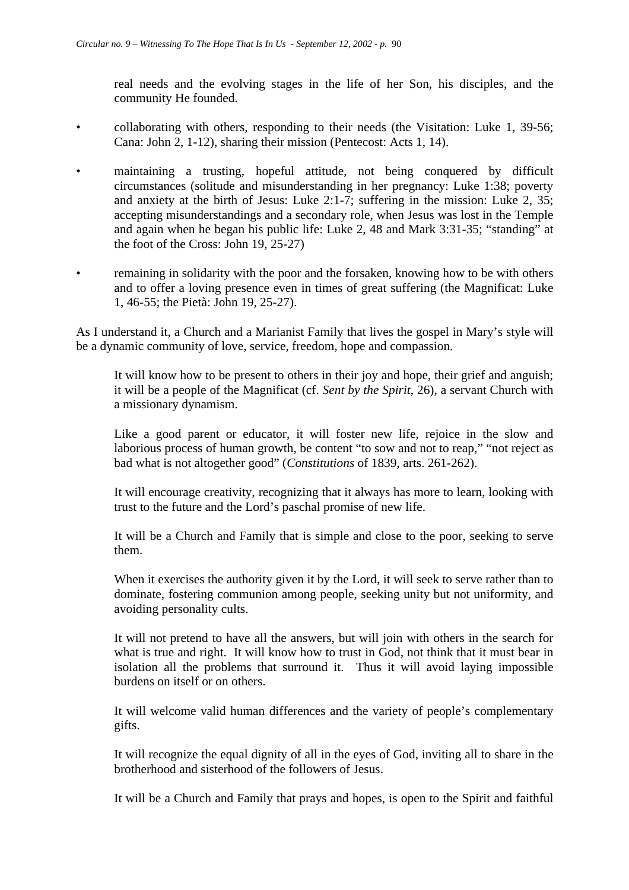real needs and the evolving stages in the life of her Son, his disciples, and the community He founded.

- collaborating with others, responding to their needs (the Visitation: Luke 1, 39-56; Cana: John 2, 1-12), sharing their mission (Pentecost: Acts 1, 14).

- maintaining a trusting, hopeful attitude, not being conquered by difficult circumstances (solitude and misunderstanding in her pregnancy: Luke 1:38; poverty and anxiety at the birth of Jesus: Luke 2:1-7; suffering in the mission: Luke 2, 35; accepting misunderstandings and a secondary role, when Jesus was lost in the Temple and again when he began his public life: Luke 2, 48 and Mark 3:31-35; "standing" at the foot of the Cross: John 19, 25-27)

- remaining in solidarity with the poor and the forsaken, knowing how to be with others and to offer a loving presence even in times of great suffering (the Magnificat: Luke 1, 46-55; the Pietà: John 19, 25-27).

As I understand it, a Church and a Marianist Family that lives the gospel in Mary's style will be a dynamic community of love, service, freedom, hope and compassion.

> It will know how to be present to others in their joy and hope, their grief and anguish; it will be a people of the Magnificat (cf. *Sent by the Spirit*, 26), a servant Church with a missionary dynamism.
>
> Like a good parent or educator, it will foster new life, rejoice in the slow and laborious process of human growth, be content "to sow and not to reap," "not reject as bad what is not altogether good" (*Constitutions* of 1839, arts. 261-262).
>
> It will encourage creativity, recognizing that it always has more to learn, looking with trust to the future and the Lord's paschal promise of new life.
>
> It will be a Church and Family that is simple and close to the poor, seeking to serve them.
>
> When it exercises the authority given it by the Lord, it will seek to serve rather than to dominate, fostering communion among people, seeking unity but not uniformity, and avoiding personality cults.
>
> It will not pretend to have all the answers, but will join with others in the search for what is true and right. It will know how to trust in God, not think that it must bear in isolation all the problems that surround it. Thus it will avoid laying impossible burdens on itself or on others.
>
> It will welcome valid human differences and the variety of people's complementary gifts.
>
> It will recognize the equal dignity of all in the eyes of God, inviting all to share in the brotherhood and sisterhood of the followers of Jesus.
>
> It will be a Church and Family that prays and hopes, is open to the Spirit and faithful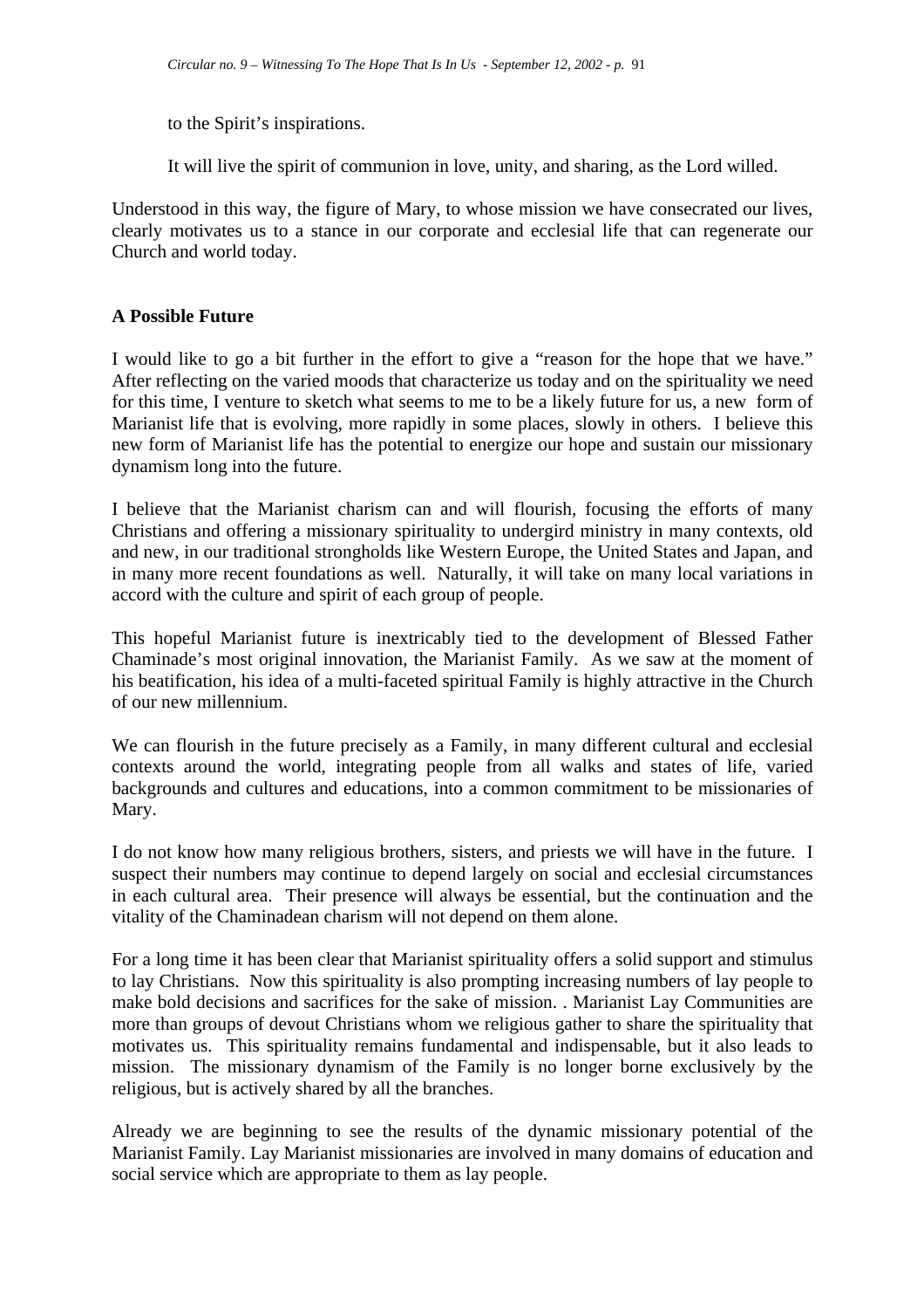to the Spirit's inspirations.

It will live the spirit of communion in love, unity, and sharing, as the Lord willed.

Understood in this way, the figure of Mary, to whose mission we have consecrated our lives, clearly motivates us to a stance in our corporate and ecclesial life that can regenerate our Church and world today.

**A Possible Future**

I would like to go a bit further in the effort to give a "reason for the hope that we have." After reflecting on the varied moods that characterize us today and on the spirituality we need for this time, I venture to sketch what seems to me to be a likely future for us, a new form of Marianist life that is evolving, more rapidly in some places, slowly in others. I believe this new form of Marianist life has the potential to energize our hope and sustain our missionary dynamism long into the future.

I believe that the Marianist charism can and will flourish, focusing the efforts of many Christians and offering a missionary spirituality to undergird ministry in many contexts, old and new, in our traditional strongholds like Western Europe, the United States and Japan, and in many more recent foundations as well. Naturally, it will take on many local variations in accord with the culture and spirit of each group of people.

This hopeful Marianist future is inextricably tied to the development of Blessed Father Chaminade's most original innovation, the Marianist Family. As we saw at the moment of his beatification, his idea of a multi-faceted spiritual Family is highly attractive in the Church of our new millennium.

We can flourish in the future precisely as a Family, in many different cultural and ecclesial contexts around the world, integrating people from all walks and states of life, varied backgrounds and cultures and educations, into a common commitment to be missionaries of Mary.

I do not know how many religious brothers, sisters, and priests we will have in the future. I suspect their numbers may continue to depend largely on social and ecclesial circumstances in each cultural area. Their presence will always be essential, but the continuation and the vitality of the Chaminadean charism will not depend on them alone.

For a long time it has been clear that Marianist spirituality offers a solid support and stimulus to lay Christians. Now this spirituality is also prompting increasing numbers of lay people to make bold decisions and sacrifices for the sake of mission. . Marianist Lay Communities are more than groups of devout Christians whom we religious gather to share the spirituality that motivates us. This spirituality remains fundamental and indispensable, but it also leads to mission. The missionary dynamism of the Family is no longer borne exclusively by the religious, but is actively shared by all the branches.

Already we are beginning to see the results of the dynamic missionary potential of the Marianist Family. Lay Marianist missionaries are involved in many domains of education and social service which are appropriate to them as lay people.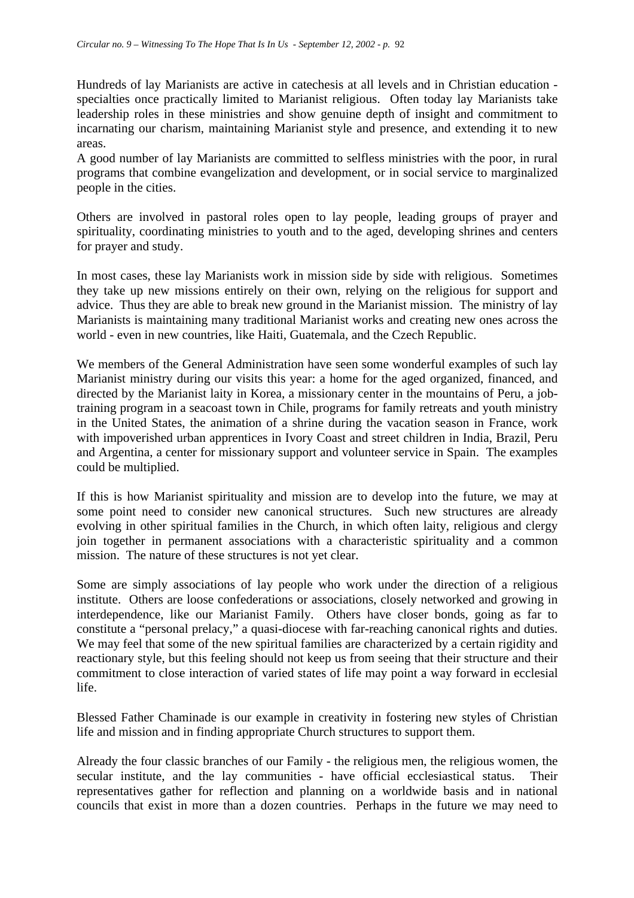Hundreds of lay Marianists are active in catechesis at all levels and in Christian education - specialties once practically limited to Marianist religious. Often today lay Marianists take leadership roles in these ministries and show genuine depth of insight and commitment to incarnating our charism, maintaining Marianist style and presence, and extending it to new areas.
A good number of lay Marianists are committed to selfless ministries with the poor, in rural programs that combine evangelization and development, or in social service to marginalized people in the cities.

Others are involved in pastoral roles open to lay people, leading groups of prayer and spirituality, coordinating ministries to youth and to the aged, developing shrines and centers for prayer and study.

In most cases, these lay Marianists work in mission side by side with religious. Sometimes they take up new missions entirely on their own, relying on the religious for support and advice. Thus they are able to break new ground in the Marianist mission. The ministry of lay Marianists is maintaining many traditional Marianist works and creating new ones across the world - even in new countries, like Haiti, Guatemala, and the Czech Republic.

We members of the General Administration have seen some wonderful examples of such lay Marianist ministry during our visits this year: a home for the aged organized, financed, and directed by the Marianist laity in Korea, a missionary center in the mountains of Peru, a job-training program in a seacoast town in Chile, programs for family retreats and youth ministry in the United States, the animation of a shrine during the vacation season in France, work with impoverished urban apprentices in Ivory Coast and street children in India, Brazil, Peru and Argentina, a center for missionary support and volunteer service in Spain. The examples could be multiplied.

If this is how Marianist spirituality and mission are to develop into the future, we may at some point need to consider new canonical structures. Such new structures are already evolving in other spiritual families in the Church, in which often laity, religious and clergy join together in permanent associations with a characteristic spirituality and a common mission. The nature of these structures is not yet clear.

Some are simply associations of lay people who work under the direction of a religious institute. Others are loose confederations or associations, closely networked and growing in interdependence, like our Marianist Family. Others have closer bonds, going as far to constitute a "personal prelacy," a quasi-diocese with far-reaching canonical rights and duties. We may feel that some of the new spiritual families are characterized by a certain rigidity and reactionary style, but this feeling should not keep us from seeing that their structure and their commitment to close interaction of varied states of life may point a way forward in ecclesial life.

Blessed Father Chaminade is our example in creativity in fostering new styles of Christian life and mission and in finding appropriate Church structures to support them.

Already the four classic branches of our Family - the religious men, the religious women, the secular institute, and the lay communities - have official ecclesiastical status. Their representatives gather for reflection and planning on a worldwide basis and in national councils that exist in more than a dozen countries. Perhaps in the future we may need to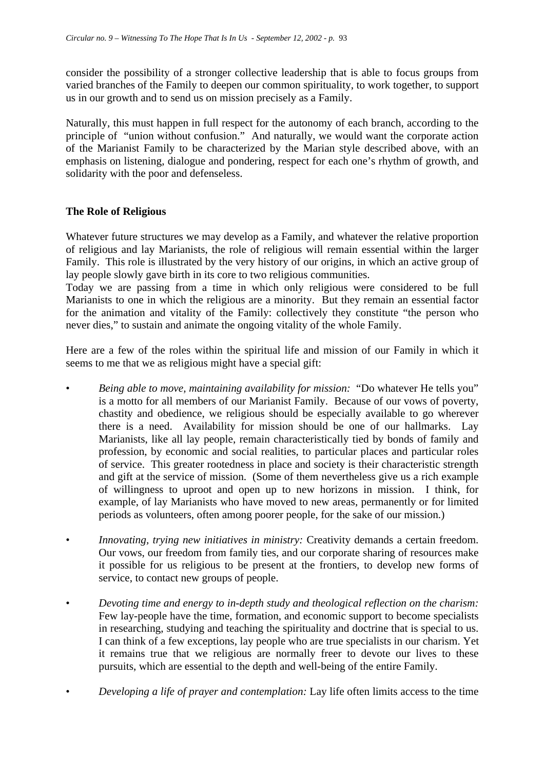consider the possibility of a stronger collective leadership that is able to focus groups from varied branches of the Family to deepen our common spirituality, to work together, to support us in our growth and to send us on mission precisely as a Family.

Naturally, this must happen in full respect for the autonomy of each branch, according to the principle of "union without confusion." And naturally, we would want the corporate action of the Marianist Family to be characterized by the Marian style described above, with an emphasis on listening, dialogue and pondering, respect for each one's rhythm of growth, and solidarity with the poor and defenseless.

**The Role of Religious**

Whatever future structures we may develop as a Family, and whatever the relative proportion of religious and lay Marianists, the role of religious will remain essential within the larger Family. This role is illustrated by the very history of our origins, in which an active group of lay people slowly gave birth in its core to two religious communities.
Today we are passing from a time in which only religious were considered to be full Marianists to one in which the religious are a minority. But they remain an essential factor for the animation and vitality of the Family: collectively they constitute "the person who never dies," to sustain and animate the ongoing vitality of the whole Family.

Here are a few of the roles within the spiritual life and mission of our Family in which it seems to me that we as religious might have a special gift:

- *Being able to move, maintaining availability for mission:* "Do whatever He tells you" is a motto for all members of our Marianist Family. Because of our vows of poverty, chastity and obedience, we religious should be especially available to go wherever there is a need. Availability for mission should be one of our hallmarks. Lay Marianists, like all lay people, remain characteristically tied by bonds of family and profession, by economic and social realities, to particular places and particular roles of service. This greater rootedness in place and society is their characteristic strength and gift at the service of mission. (Some of them nevertheless give us a rich example of willingness to uproot and open up to new horizons in mission. I think, for example, of lay Marianists who have moved to new areas, permanently or for limited periods as volunteers, often among poorer people, for the sake of our mission.)

- *Innovating, trying new initiatives in ministry:* Creativity demands a certain freedom. Our vows, our freedom from family ties, and our corporate sharing of resources make it possible for us religious to be present at the frontiers, to develop new forms of service, to contact new groups of people.

- *Devoting time and energy to in-depth study and theological reflection on the charism:* Few lay-people have the time, formation, and economic support to become specialists in researching, studying and teaching the spirituality and doctrine that is special to us. I can think of a few exceptions, lay people who are true specialists in our charism. Yet it remains true that we religious are normally freer to devote our lives to these pursuits, which are essential to the depth and well-being of the entire Family.

- *Developing a life of prayer and contemplation:* Lay life often limits access to the time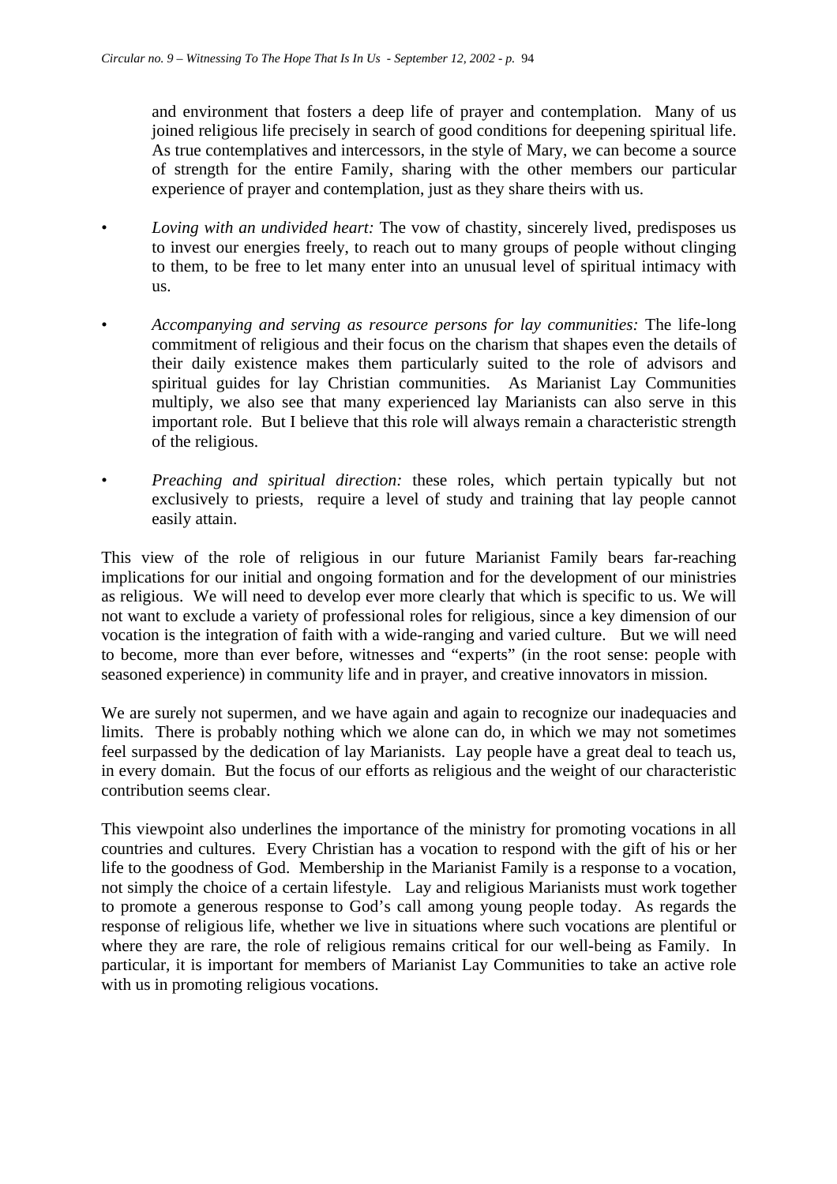and environment that fosters a deep life of prayer and contemplation. Many of us joined religious life precisely in search of good conditions for deepening spiritual life. As true contemplatives and intercessors, in the style of Mary, we can become a source of strength for the entire Family, sharing with the other members our particular experience of prayer and contemplation, just as they share theirs with us.

- *Loving with an undivided heart:* The vow of chastity, sincerely lived, predisposes us to invest our energies freely, to reach out to many groups of people without clinging to them, to be free to let many enter into an unusual level of spiritual intimacy with us.

- *Accompanying and serving as resource persons for lay communities:* The life-long commitment of religious and their focus on the charism that shapes even the details of their daily existence makes them particularly suited to the role of advisors and spiritual guides for lay Christian communities. As Marianist Lay Communities multiply, we also see that many experienced lay Marianists can also serve in this important role. But I believe that this role will always remain a characteristic strength of the religious.

- *Preaching and spiritual direction:* these roles, which pertain typically but not exclusively to priests, require a level of study and training that lay people cannot easily attain.

This view of the role of religious in our future Marianist Family bears far-reaching implications for our initial and ongoing formation and for the development of our ministries as religious. We will need to develop ever more clearly that which is specific to us. We will not want to exclude a variety of professional roles for religious, since a key dimension of our vocation is the integration of faith with a wide-ranging and varied culture. But we will need to become, more than ever before, witnesses and "experts" (in the root sense: people with seasoned experience) in community life and in prayer, and creative innovators in mission.

We are surely not supermen, and we have again and again to recognize our inadequacies and limits. There is probably nothing which we alone can do, in which we may not sometimes feel surpassed by the dedication of lay Marianists. Lay people have a great deal to teach us, in every domain. But the focus of our efforts as religious and the weight of our characteristic contribution seems clear.

This viewpoint also underlines the importance of the ministry for promoting vocations in all countries and cultures. Every Christian has a vocation to respond with the gift of his or her life to the goodness of God. Membership in the Marianist Family is a response to a vocation, not simply the choice of a certain lifestyle. Lay and religious Marianists must work together to promote a generous response to God's call among young people today. As regards the response of religious life, whether we live in situations where such vocations are plentiful or where they are rare, the role of religious remains critical for our well-being as Family. In particular, it is important for members of Marianist Lay Communities to take an active role with us in promoting religious vocations.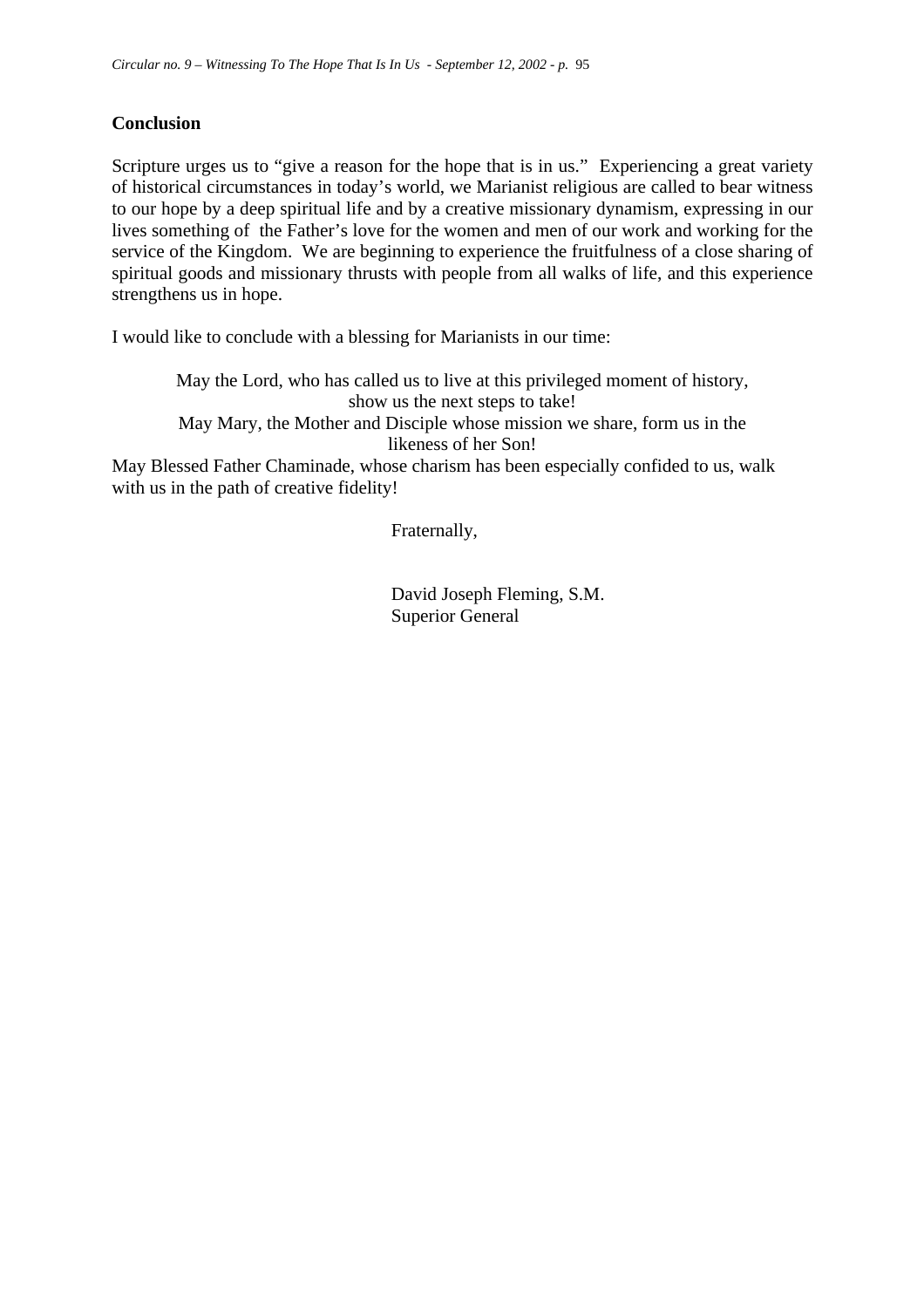## Conclusion

Scripture urges us to "give a reason for the hope that is in us." Experiencing a great variety of historical circumstances in today's world, we Marianist religious are called to bear witness to our hope by a deep spiritual life and by a creative missionary dynamism, expressing in our lives something of the Father's love for the women and men of our work and working for the service of the Kingdom. We are beginning to experience the fruitfulness of a close sharing of spiritual goods and missionary thrusts with people from all walks of life, and this experience strengthens us in hope.

I would like to conclude with a blessing for Marianists in our time:

May the Lord, who has called us to live at this privileged moment of history, show us the next steps to take!
May Mary, the Mother and Disciple whose mission we share, form us in the likeness of her Son!
May Blessed Father Chaminade, whose charism has been especially confided to us, walk with us in the path of creative fidelity!

Fraternally,

David Joseph Fleming, S.M.
Superior General